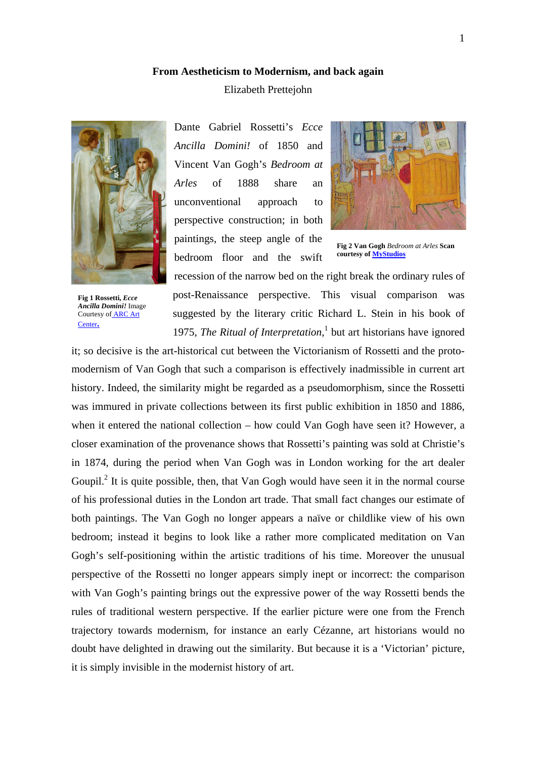# From Aestheticism to Modernism, and back again

Elizabeth Prettejohn

**Fig 1 Rossetti, *Ecce Ancilla Domini!*** Image Courtesy of ARC Art Center.

**Fig 2 Van Gogh** *Bedroom at Arles* **Scan courtesy of MyStudios**

Dante Gabriel Rossetti's *Ecce Ancilla Domini!* of 1850 and Vincent Van Gogh's *Bedroom at Arles* of 1888 share an unconventional approach to perspective construction; in both paintings, the steep angle of the bedroom floor and the swift recession of the narrow bed on the right break the ordinary rules of post-Renaissance perspective. This visual comparison was suggested by the literary critic Richard L. Stein in his book of 1975, *The Ritual of Interpretation*,[1] but art historians have ignored it; so decisive is the art-historical cut between the Victorianism of Rossetti and the proto-modernism of Van Gogh that such a comparison is effectively inadmissible in current art history. Indeed, the similarity might be regarded as a pseudomorphism, since the Rossetti was immured in private collections between its first public exhibition in 1850 and 1886, when it entered the national collection – how could Van Gogh have seen it? However, a closer examination of the provenance shows that Rossetti's painting was sold at Christie's in 1874, during the period when Van Gogh was in London working for the art dealer Goupil.[2] It is quite possible, then, that Van Gogh would have seen it in the normal course of his professional duties in the London art trade. That small fact changes our estimate of both paintings. The Van Gogh no longer appears a naïve or childlike view of his own bedroom; instead it begins to look like a rather more complicated meditation on Van Gogh's self-positioning within the artistic traditions of his time. Moreover the unusual perspective of the Rossetti no longer appears simply inept or incorrect: the comparison with Van Gogh's painting brings out the expressive power of the way Rossetti bends the rules of traditional western perspective. If the earlier picture were one from the French trajectory towards modernism, for instance an early Cézanne, art historians would no doubt have delighted in drawing out the similarity. But because it is a 'Victorian' picture, it is simply invisible in the modernist history of art.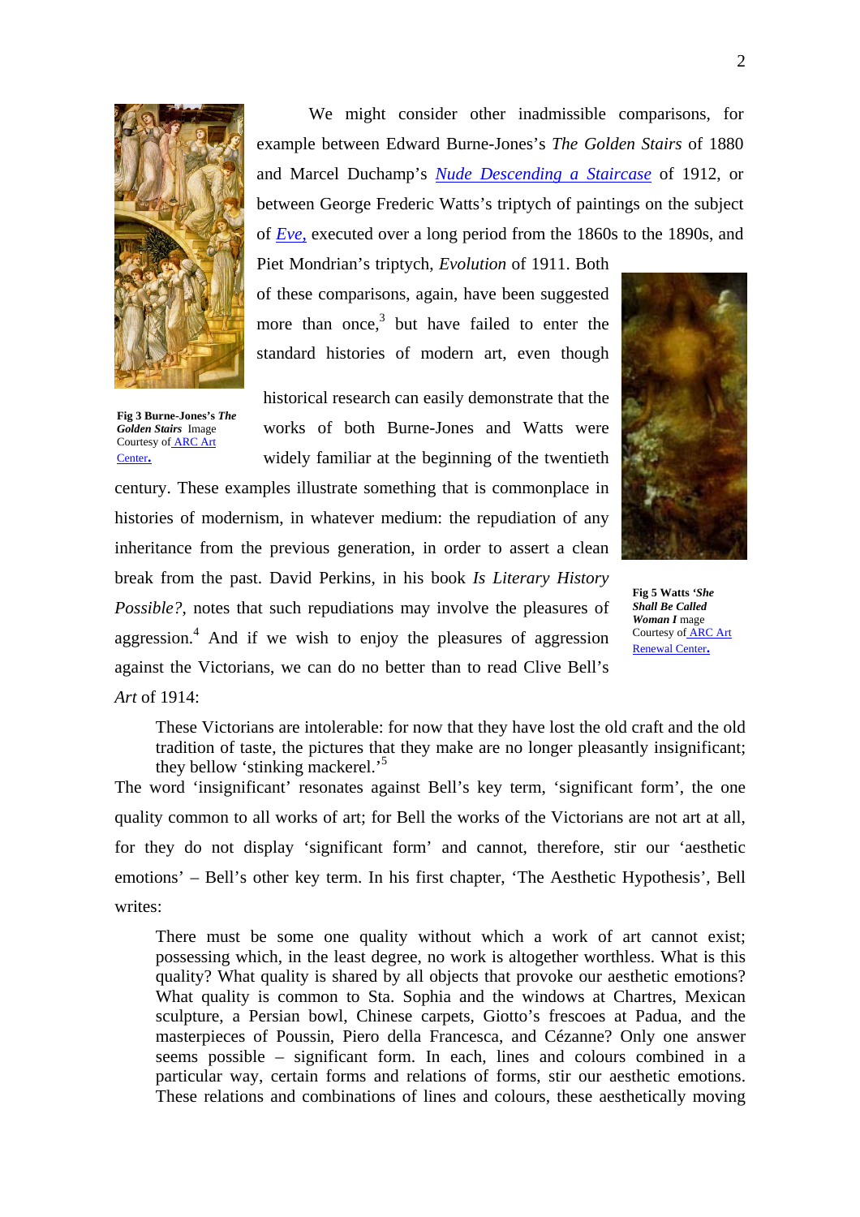We might consider other inadmissible comparisons, for example between Edward Burne-Jones's *The Golden Stairs* of 1880 and Marcel Duchamp's *Nude Descending a Staircase* of 1912, or between George Frederic Watts's triptych of paintings on the subject of *Eve,* executed over a long period from the 1860s to the 1890s, and Piet Mondrian's triptych, *Evolution* of 1911. Both of these comparisons, again, have been suggested more than once,[3] but have failed to enter the standard histories of modern art, even though historical research can easily demonstrate that the works of both Burne-Jones and Watts were widely familiar at the beginning of the twentieth century. These examples illustrate something that is commonplace in histories of modernism, in whatever medium: the repudiation of any inheritance from the previous generation, in order to assert a clean break from the past. David Perkins, in his book *Is Literary History Possible?*, notes that such repudiations may involve the pleasures of aggression.[4] And if we wish to enjoy the pleasures of aggression against the Victorians, we can do no better than to read Clive Bell's *Art* of 1914:

**Fig 3 Burne-Jones's *The Golden Stairs*** Image Courtesy of ARC Art Center.

**Fig 5 Watts *'She Shall Be Called Woman I*** mage Courtesy of ARC Art Renewal Center.

> These Victorians are intolerable: for now that they have lost the old craft and the old tradition of taste, the pictures that they make are no longer pleasantly insignificant; they bellow 'stinking mackerel.'[5]

The word 'insignificant' resonates against Bell's key term, 'significant form', the one quality common to all works of art; for Bell the works of the Victorians are not art at all, for they do not display 'significant form' and cannot, therefore, stir our 'aesthetic emotions' – Bell's other key term. In his first chapter, 'The Aesthetic Hypothesis', Bell writes:

> There must be some one quality without which a work of art cannot exist; possessing which, in the least degree, no work is altogether worthless. What is this quality? What quality is shared by all objects that provoke our aesthetic emotions? What quality is common to Sta. Sophia and the windows at Chartres, Mexican sculpture, a Persian bowl, Chinese carpets, Giotto's frescoes at Padua, and the masterpieces of Poussin, Piero della Francesca, and Cézanne? Only one answer seems possible – significant form. In each, lines and colours combined in a particular way, certain forms and relations of forms, stir our aesthetic emotions. These relations and combinations of lines and colours, these aesthetically moving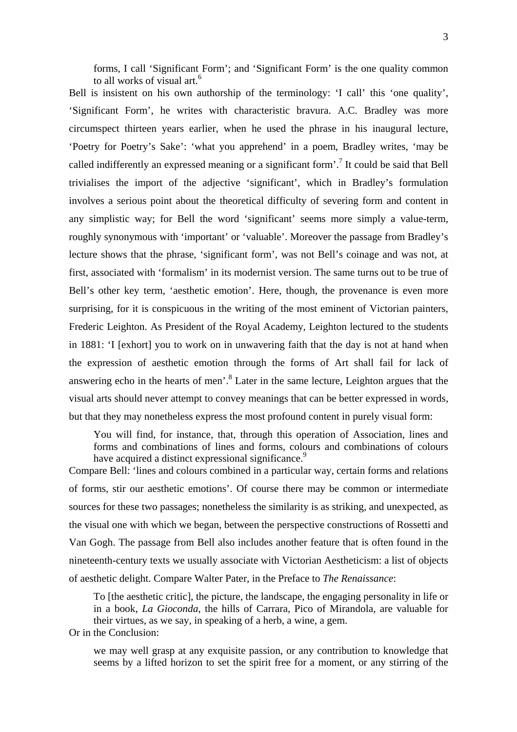> forms, I call 'Significant Form'; and 'Significant Form' is the one quality common to all works of visual art.[6]

Bell is insistent on his own authorship of the terminology: 'I call' this 'one quality', 'Significant Form', he writes with characteristic bravura. A.C. Bradley was more circumspect thirteen years earlier, when he used the phrase in his inaugural lecture, 'Poetry for Poetry's Sake': 'what you apprehend' in a poem, Bradley writes, 'may be called indifferently an expressed meaning or a significant form'.[7] It could be said that Bell trivialises the import of the adjective 'significant', which in Bradley's formulation involves a serious point about the theoretical difficulty of severing form and content in any simplistic way; for Bell the word 'significant' seems more simply a value-term, roughly synonymous with 'important' or 'valuable'. Moreover the passage from Bradley's lecture shows that the phrase, 'significant form', was not Bell's coinage and was not, at first, associated with 'formalism' in its modernist version. The same turns out to be true of Bell's other key term, 'aesthetic emotion'. Here, though, the provenance is even more surprising, for it is conspicuous in the writing of the most eminent of Victorian painters, Frederic Leighton. As President of the Royal Academy, Leighton lectured to the students in 1881: 'I [exhort] you to work on in unwavering faith that the day is not at hand when the expression of aesthetic emotion through the forms of Art shall fail for lack of answering echo in the hearts of men'.[8] Later in the same lecture, Leighton argues that the visual arts should never attempt to convey meanings that can be better expressed in words, but that they may nonetheless express the most profound content in purely visual form:

> You will find, for instance, that, through this operation of Association, lines and forms and combinations of lines and forms, colours and combinations of colours have acquired a distinct expressional significance.[9]

Compare Bell: 'lines and colours combined in a particular way, certain forms and relations of forms, stir our aesthetic emotions'. Of course there may be common or intermediate sources for these two passages; nonetheless the similarity is as striking, and unexpected, as the visual one with which we began, between the perspective constructions of Rossetti and Van Gogh. The passage from Bell also includes another feature that is often found in the nineteenth-century texts we usually associate with Victorian Aestheticism: a list of objects of aesthetic delight. Compare Walter Pater, in the Preface to *The Renaissance*:

> To [the aesthetic critic], the picture, the landscape, the engaging personality in life or in a book, *La Gioconda*, the hills of Carrara, Pico of Mirandola, are valuable for their virtues, as we say, in speaking of a herb, a wine, a gem.

Or in the Conclusion:

> we may well grasp at any exquisite passion, or any contribution to knowledge that seems by a lifted horizon to set the spirit free for a moment, or any stirring of the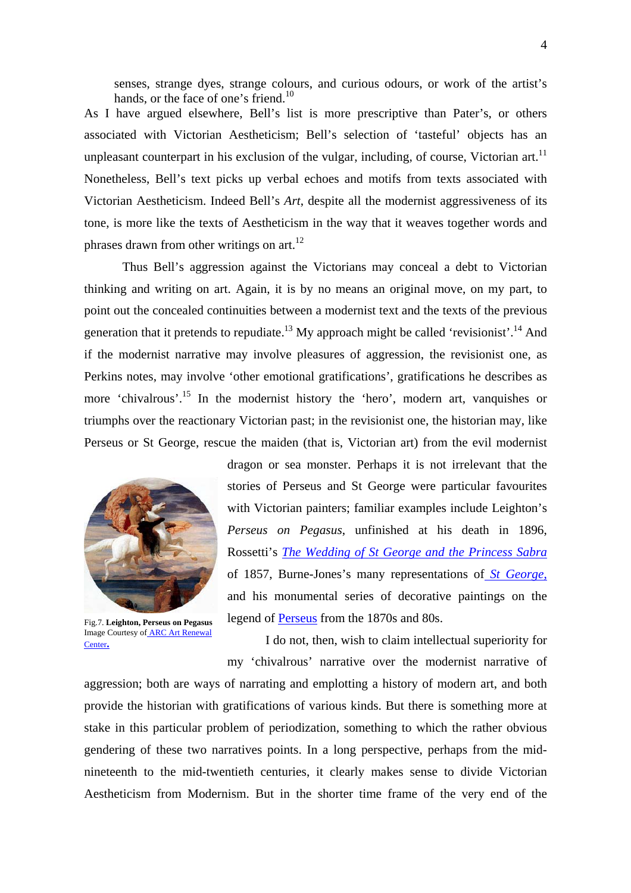senses, strange dyes, strange colours, and curious odours, or work of the artist's hands, or the face of one's friend.[10]

As I have argued elsewhere, Bell's list is more prescriptive than Pater's, or others associated with Victorian Aestheticism; Bell's selection of 'tasteful' objects has an unpleasant counterpart in his exclusion of the vulgar, including, of course, Victorian art.[11] Nonetheless, Bell's text picks up verbal echoes and motifs from texts associated with Victorian Aestheticism. Indeed Bell's *Art*, despite all the modernist aggressiveness of its tone, is more like the texts of Aestheticism in the way that it weaves together words and phrases drawn from other writings on art.[12]

Thus Bell's aggression against the Victorians may conceal a debt to Victorian thinking and writing on art. Again, it is by no means an original move, on my part, to point out the concealed continuities between a modernist text and the texts of the previous generation that it pretends to repudiate.[13] My approach might be called 'revisionist'.[14] And if the modernist narrative may involve pleasures of aggression, the revisionist one, as Perkins notes, may involve 'other emotional gratifications', gratifications he describes as more 'chivalrous'.[15] In the modernist history the 'hero', modern art, vanquishes or triumphs over the reactionary Victorian past; in the revisionist one, the historian may, like Perseus or St George, rescue the maiden (that is, Victorian art) from the evil modernist dragon or sea monster. Perhaps it is not irrelevant that the stories of Perseus and St George were particular favourites with Victorian painters; familiar examples include Leighton's *Perseus on Pegasus*, unfinished at his death in 1896, Rossetti's *The Wedding of St George and the Princess Sabra* of 1857, Burne-Jones's many representations of *St George,* and his monumental series of decorative paintings on the legend of Perseus from the 1870s and 80s.

Fig.7. **Leighton, Perseus on Pegasus**
Image Courtesy of ARC Art Renewal Center.

I do not, then, wish to claim intellectual superiority for my 'chivalrous' narrative over the modernist narrative of aggression; both are ways of narrating and emplotting a history of modern art, and both provide the historian with gratifications of various kinds. But there is something more at stake in this particular problem of periodization, something to which the rather obvious gendering of these two narratives points. In a long perspective, perhaps from the mid-nineteenth to the mid-twentieth centuries, it clearly makes sense to divide Victorian Aestheticism from Modernism. But in the shorter time frame of the very end of the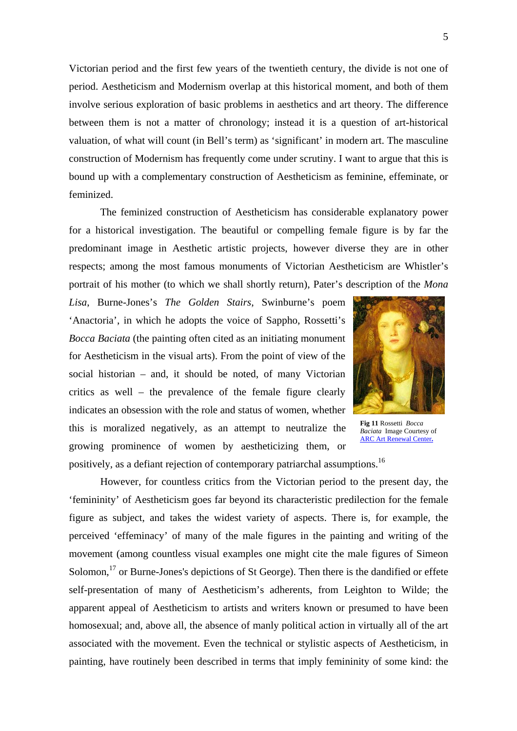Victorian period and the first few years of the twentieth century, the divide is not one of period. Aestheticism and Modernism overlap at this historical moment, and both of them involve serious exploration of basic problems in aesthetics and art theory. The difference between them is not a matter of chronology; instead it is a question of art-historical valuation, of what will count (in Bell's term) as 'significant' in modern art. The masculine construction of Modernism has frequently come under scrutiny. I want to argue that this is bound up with a complementary construction of Aestheticism as feminine, effeminate, or feminized.

The feminized construction of Aestheticism has considerable explanatory power for a historical investigation. The beautiful or compelling female figure is by far the predominant image in Aesthetic artistic projects, however diverse they are in other respects; among the most famous monuments of Victorian Aestheticism are Whistler's portrait of his mother (to which we shall shortly return), Pater's description of the *Mona Lisa*, Burne-Jones's *The Golden Stairs*, Swinburne's poem 'Anactoria', in which he adopts the voice of Sappho, Rossetti's *Bocca Baciata* (the painting often cited as an initiating monument for Aestheticism in the visual arts). From the point of view of the social historian – and, it should be noted, of many Victorian critics as well – the prevalence of the female figure clearly indicates an obsession with the role and status of women, whether this is moralized negatively, as an attempt to neutralize the growing prominence of women by aestheticizing them, or positively, as a defiant rejection of contemporary patriarchal assumptions.[16]

**Fig 11** Rossetti *Bocca Baciata* Image Courtesy of ARC Art Renewal Center.

However, for countless critics from the Victorian period to the present day, the 'femininity' of Aestheticism goes far beyond its characteristic predilection for the female figure as subject, and takes the widest variety of aspects. There is, for example, the perceived 'effeminacy' of many of the male figures in the painting and writing of the movement (among countless visual examples one might cite the male figures of Simeon Solomon,[17] or Burne-Jones's depictions of St George). Then there is the dandified or effete self-presentation of many of Aestheticism's adherents, from Leighton to Wilde; the apparent appeal of Aestheticism to artists and writers known or presumed to have been homosexual; and, above all, the absence of manly political action in virtually all of the art associated with the movement. Even the technical or stylistic aspects of Aestheticism, in painting, have routinely been described in terms that imply femininity of some kind: the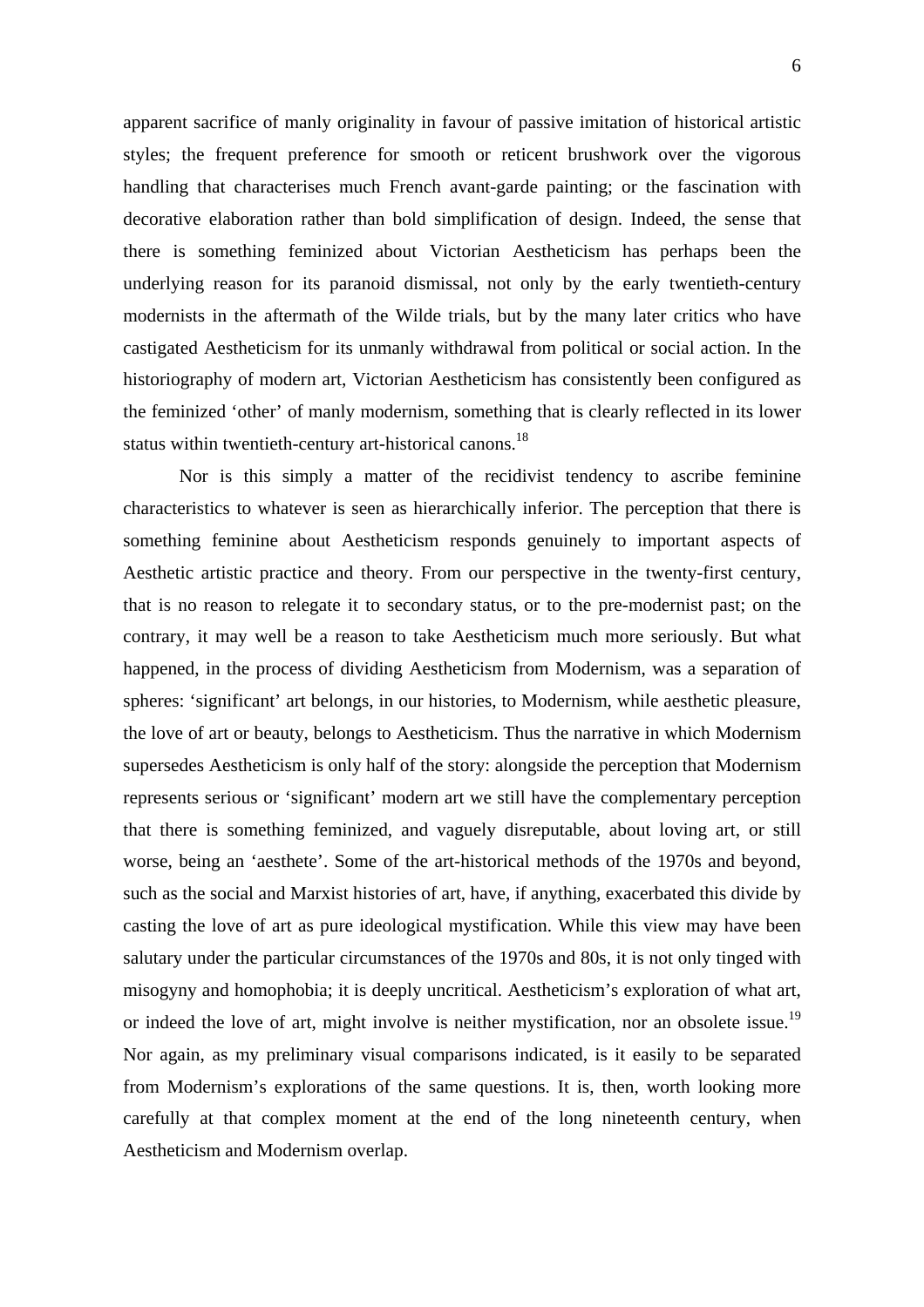apparent sacrifice of manly originality in favour of passive imitation of historical artistic styles; the frequent preference for smooth or reticent brushwork over the vigorous handling that characterises much French avant-garde painting; or the fascination with decorative elaboration rather than bold simplification of design. Indeed, the sense that there is something feminized about Victorian Aestheticism has perhaps been the underlying reason for its paranoid dismissal, not only by the early twentieth-century modernists in the aftermath of the Wilde trials, but by the many later critics who have castigated Aestheticism for its unmanly withdrawal from political or social action. In the historiography of modern art, Victorian Aestheticism has consistently been configured as the feminized 'other' of manly modernism, something that is clearly reflected in its lower status within twentieth-century art-historical canons.[18]

Nor is this simply a matter of the recidivist tendency to ascribe feminine characteristics to whatever is seen as hierarchically inferior. The perception that there is something feminine about Aestheticism responds genuinely to important aspects of Aesthetic artistic practice and theory. From our perspective in the twenty-first century, that is no reason to relegate it to secondary status, or to the pre-modernist past; on the contrary, it may well be a reason to take Aestheticism much more seriously. But what happened, in the process of dividing Aestheticism from Modernism, was a separation of spheres: 'significant' art belongs, in our histories, to Modernism, while aesthetic pleasure, the love of art or beauty, belongs to Aestheticism. Thus the narrative in which Modernism supersedes Aestheticism is only half of the story: alongside the perception that Modernism represents serious or 'significant' modern art we still have the complementary perception that there is something feminized, and vaguely disreputable, about loving art, or still worse, being an 'aesthete'. Some of the art-historical methods of the 1970s and beyond, such as the social and Marxist histories of art, have, if anything, exacerbated this divide by casting the love of art as pure ideological mystification. While this view may have been salutary under the particular circumstances of the 1970s and 80s, it is not only tinged with misogyny and homophobia; it is deeply uncritical. Aestheticism's exploration of what art, or indeed the love of art, might involve is neither mystification, nor an obsolete issue.[19] Nor again, as my preliminary visual comparisons indicated, is it easily to be separated from Modernism's explorations of the same questions. It is, then, worth looking more carefully at that complex moment at the end of the long nineteenth century, when Aestheticism and Modernism overlap.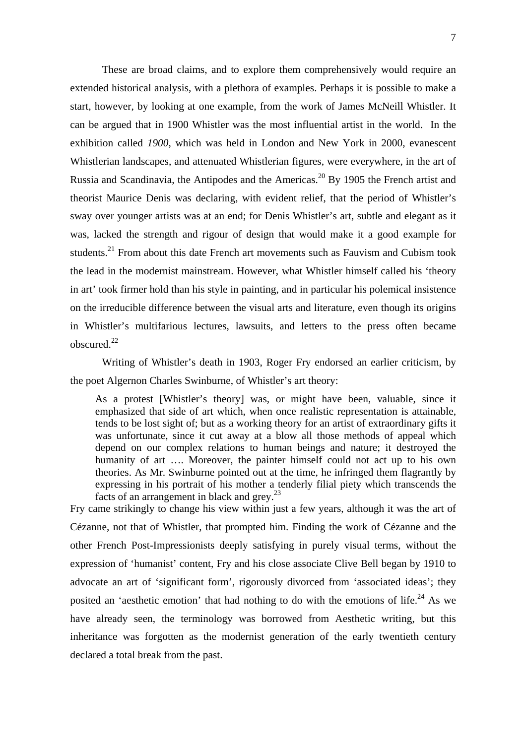These are broad claims, and to explore them comprehensively would require an extended historical analysis, with a plethora of examples. Perhaps it is possible to make a start, however, by looking at one example, from the work of James McNeill Whistler. It can be argued that in 1900 Whistler was the most influential artist in the world. In the exhibition called *1900*, which was held in London and New York in 2000, evanescent Whistlerian landscapes, and attenuated Whistlerian figures, were everywhere, in the art of Russia and Scandinavia, the Antipodes and the Americas.[20] By 1905 the French artist and theorist Maurice Denis was declaring, with evident relief, that the period of Whistler's sway over younger artists was at an end; for Denis Whistler's art, subtle and elegant as it was, lacked the strength and rigour of design that would make it a good example for students.[21] From about this date French art movements such as Fauvism and Cubism took the lead in the modernist mainstream. However, what Whistler himself called his 'theory in art' took firmer hold than his style in painting, and in particular his polemical insistence on the irreducible difference between the visual arts and literature, even though its origins in Whistler's multifarious lectures, lawsuits, and letters to the press often became obscured.[22]

Writing of Whistler's death in 1903, Roger Fry endorsed an earlier criticism, by the poet Algernon Charles Swinburne, of Whistler's art theory:

> As a protest [Whistler's theory] was, or might have been, valuable, since it emphasized that side of art which, when once realistic representation is attainable, tends to be lost sight of; but as a working theory for an artist of extraordinary gifts it was unfortunate, since it cut away at a blow all those methods of appeal which depend on our complex relations to human beings and nature; it destroyed the humanity of art …. Moreover, the painter himself could not act up to his own theories. As Mr. Swinburne pointed out at the time, he infringed them flagrantly by expressing in his portrait of his mother a tenderly filial piety which transcends the facts of an arrangement in black and grey.[23]

Fry came strikingly to change his view within just a few years, although it was the art of Cézanne, not that of Whistler, that prompted him. Finding the work of Cézanne and the other French Post-Impressionists deeply satisfying in purely visual terms, without the expression of 'humanist' content, Fry and his close associate Clive Bell began by 1910 to advocate an art of 'significant form', rigorously divorced from 'associated ideas'; they posited an 'aesthetic emotion' that had nothing to do with the emotions of life.[24] As we have already seen, the terminology was borrowed from Aesthetic writing, but this inheritance was forgotten as the modernist generation of the early twentieth century declared a total break from the past.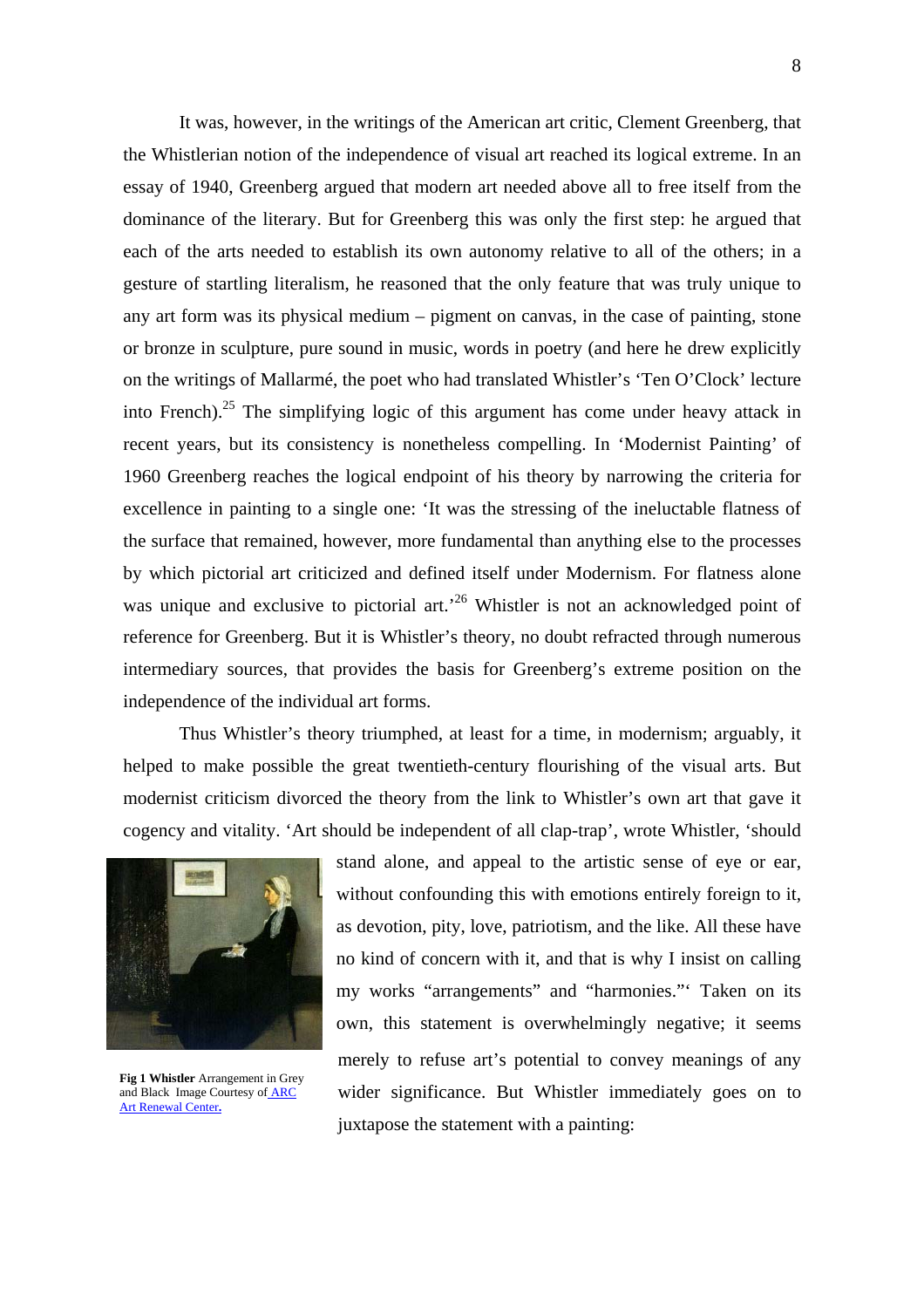It was, however, in the writings of the American art critic, Clement Greenberg, that the Whistlerian notion of the independence of visual art reached its logical extreme. In an essay of 1940, Greenberg argued that modern art needed above all to free itself from the dominance of the literary. But for Greenberg this was only the first step: he argued that each of the arts needed to establish its own autonomy relative to all of the others; in a gesture of startling literalism, he reasoned that the only feature that was truly unique to any art form was its physical medium – pigment on canvas, in the case of painting, stone or bronze in sculpture, pure sound in music, words in poetry (and here he drew explicitly on the writings of Mallarmé, the poet who had translated Whistler's 'Ten O'Clock' lecture into French).[25] The simplifying logic of this argument has come under heavy attack in recent years, but its consistency is nonetheless compelling. In 'Modernist Painting' of 1960 Greenberg reaches the logical endpoint of his theory by narrowing the criteria for excellence in painting to a single one: 'It was the stressing of the ineluctable flatness of the surface that remained, however, more fundamental than anything else to the processes by which pictorial art criticized and defined itself under Modernism. For flatness alone was unique and exclusive to pictorial art.'[26] Whistler is not an acknowledged point of reference for Greenberg. But it is Whistler's theory, no doubt refracted through numerous intermediary sources, that provides the basis for Greenberg's extreme position on the independence of the individual art forms.

Thus Whistler's theory triumphed, at least for a time, in modernism; arguably, it helped to make possible the great twentieth-century flourishing of the visual arts. But modernist criticism divorced the theory from the link to Whistler's own art that gave it cogency and vitality. 'Art should be independent of all clap-trap', wrote Whistler, 'should stand alone, and appeal to the artistic sense of eye or ear, without confounding this with emotions entirely foreign to it, as devotion, pity, love, patriotism, and the like. All these have no kind of concern with it, and that is why I insist on calling my works "arrangements" and "harmonies."' Taken on its own, this statement is overwhelmingly negative; it seems merely to refuse art's potential to convey meanings of any wider significance. But Whistler immediately goes on to juxtapose the statement with a painting:

**Fig 1 Whistler** Arrangement in Grey and Black Image Courtesy of ARC Art Renewal Center.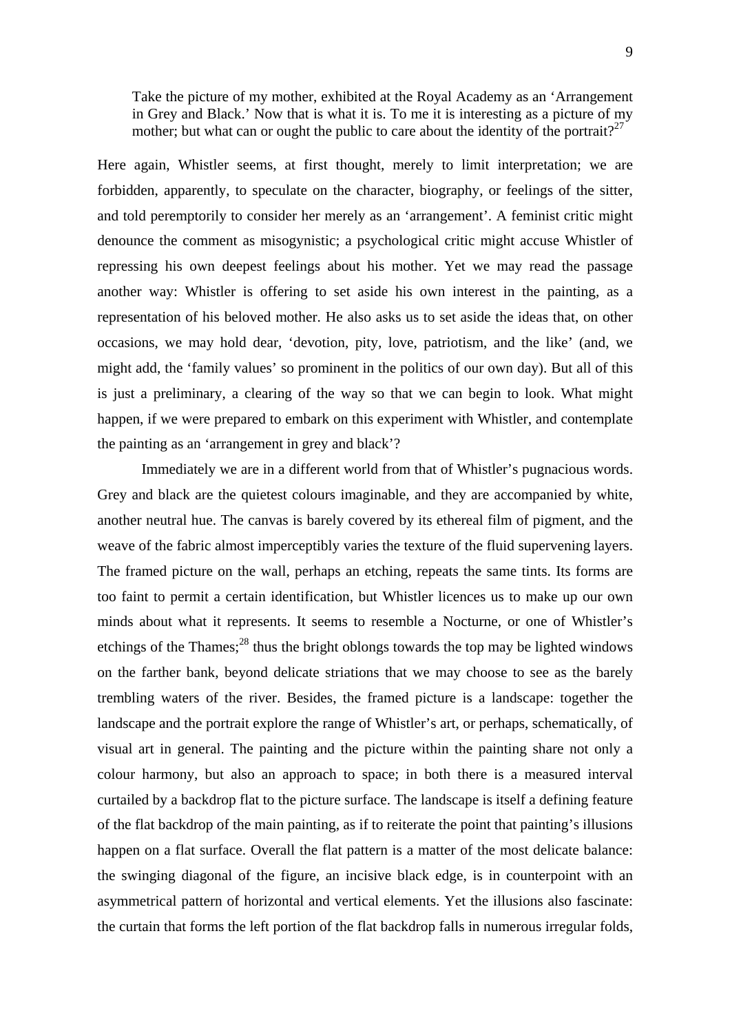> Take the picture of my mother, exhibited at the Royal Academy as an 'Arrangement in Grey and Black.' Now that is what it is. To me it is interesting as a picture of my mother; but what can or ought the public to care about the identity of the portrait?[27]

Here again, Whistler seems, at first thought, merely to limit interpretation; we are forbidden, apparently, to speculate on the character, biography, or feelings of the sitter, and told peremptorily to consider her merely as an 'arrangement'. A feminist critic might denounce the comment as misogynistic; a psychological critic might accuse Whistler of repressing his own deepest feelings about his mother. Yet we may read the passage another way: Whistler is offering to set aside his own interest in the painting, as a representation of his beloved mother. He also asks us to set aside the ideas that, on other occasions, we may hold dear, 'devotion, pity, love, patriotism, and the like' (and, we might add, the 'family values' so prominent in the politics of our own day). But all of this is just a preliminary, a clearing of the way so that we can begin to look. What might happen, if we were prepared to embark on this experiment with Whistler, and contemplate the painting as an 'arrangement in grey and black'?

Immediately we are in a different world from that of Whistler's pugnacious words. Grey and black are the quietest colours imaginable, and they are accompanied by white, another neutral hue. The canvas is barely covered by its ethereal film of pigment, and the weave of the fabric almost imperceptibly varies the texture of the fluid supervening layers. The framed picture on the wall, perhaps an etching, repeats the same tints. Its forms are too faint to permit a certain identification, but Whistler licences us to make up our own minds about what it represents. It seems to resemble a Nocturne, or one of Whistler's etchings of the Thames;[28] thus the bright oblongs towards the top may be lighted windows on the farther bank, beyond delicate striations that we may choose to see as the barely trembling waters of the river. Besides, the framed picture is a landscape: together the landscape and the portrait explore the range of Whistler's art, or perhaps, schematically, of visual art in general. The painting and the picture within the painting share not only a colour harmony, but also an approach to space; in both there is a measured interval curtailed by a backdrop flat to the picture surface. The landscape is itself a defining feature of the flat backdrop of the main painting, as if to reiterate the point that painting's illusions happen on a flat surface. Overall the flat pattern is a matter of the most delicate balance: the swinging diagonal of the figure, an incisive black edge, is in counterpoint with an asymmetrical pattern of horizontal and vertical elements. Yet the illusions also fascinate: the curtain that forms the left portion of the flat backdrop falls in numerous irregular folds,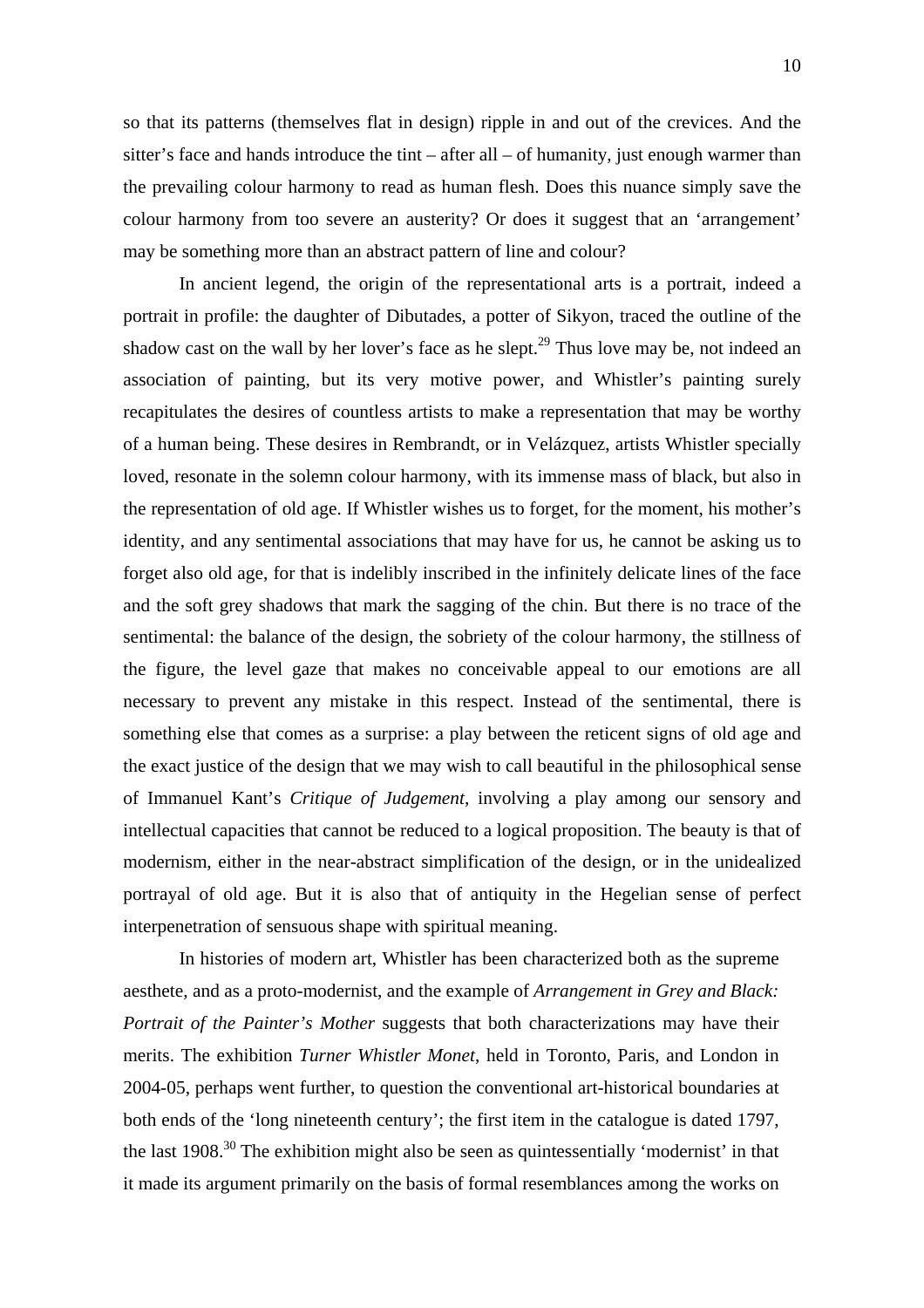so that its patterns (themselves flat in design) ripple in and out of the crevices. And the sitter's face and hands introduce the tint – after all – of humanity, just enough warmer than the prevailing colour harmony to read as human flesh. Does this nuance simply save the colour harmony from too severe an austerity? Or does it suggest that an 'arrangement' may be something more than an abstract pattern of line and colour?

In ancient legend, the origin of the representational arts is a portrait, indeed a portrait in profile: the daughter of Dibutades, a potter of Sikyon, traced the outline of the shadow cast on the wall by her lover's face as he slept.[29] Thus love may be, not indeed an association of painting, but its very motive power, and Whistler's painting surely recapitulates the desires of countless artists to make a representation that may be worthy of a human being. These desires in Rembrandt, or in Velázquez, artists Whistler specially loved, resonate in the solemn colour harmony, with its immense mass of black, but also in the representation of old age. If Whistler wishes us to forget, for the moment, his mother's identity, and any sentimental associations that may have for us, he cannot be asking us to forget also old age, for that is indelibly inscribed in the infinitely delicate lines of the face and the soft grey shadows that mark the sagging of the chin. But there is no trace of the sentimental: the balance of the design, the sobriety of the colour harmony, the stillness of the figure, the level gaze that makes no conceivable appeal to our emotions are all necessary to prevent any mistake in this respect. Instead of the sentimental, there is something else that comes as a surprise: a play between the reticent signs of old age and the exact justice of the design that we may wish to call beautiful in the philosophical sense of Immanuel Kant's *Critique of Judgement*, involving a play among our sensory and intellectual capacities that cannot be reduced to a logical proposition. The beauty is that of modernism, either in the near-abstract simplification of the design, or in the unidealized portrayal of old age. But it is also that of antiquity in the Hegelian sense of perfect interpenetration of sensuous shape with spiritual meaning.

In histories of modern art, Whistler has been characterized both as the supreme aesthete, and as a proto-modernist, and the example of *Arrangement in Grey and Black: Portrait of the Painter's Mother* suggests that both characterizations may have their merits. The exhibition *Turner Whistler Monet*, held in Toronto, Paris, and London in 2004-05, perhaps went further, to question the conventional art-historical boundaries at both ends of the 'long nineteenth century'; the first item in the catalogue is dated 1797, the last 1908.[30] The exhibition might also be seen as quintessentially 'modernist' in that it made its argument primarily on the basis of formal resemblances among the works on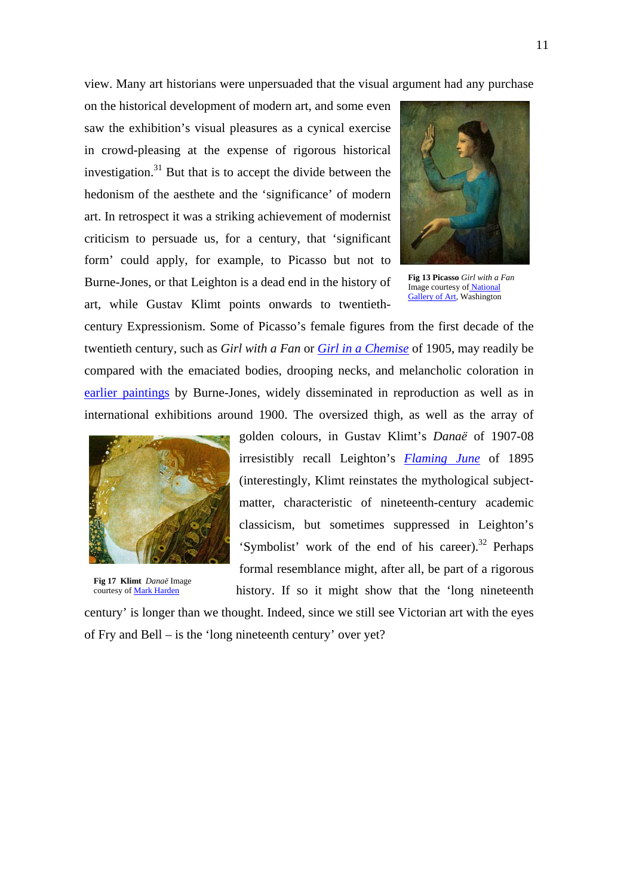view. Many art historians were unpersuaded that the visual argument had any purchase on the historical development of modern art, and some even saw the exhibition's visual pleasures as a cynical exercise in crowd-pleasing at the expense of rigorous historical investigation.[31] But that is to accept the divide between the hedonism of the aesthete and the 'significance' of modern art. In retrospect it was a striking achievement of modernist criticism to persuade us, for a century, that 'significant form' could apply, for example, to Picasso but not to Burne-Jones, or that Leighton is a dead end in the history of art, while Gustav Klimt points onwards to twentieth-century Expressionism. Some of Picasso's female figures from the first decade of the twentieth century, such as *Girl with a Fan* or *Girl in a Chemise* of 1905, may readily be compared with the emaciated bodies, drooping necks, and melancholic coloration in earlier paintings by Burne-Jones, widely disseminated in reproduction as well as in international exhibitions around 1900. The oversized thigh, as well as the array of golden colours, in Gustav Klimt's *Danaë* of 1907-08 irresistibly recall Leighton's *Flaming June* of 1895 (interestingly, Klimt reinstates the mythological subject-matter, characteristic of nineteenth-century academic classicism, but sometimes suppressed in Leighton's 'Symbolist' work of the end of his career).[32] Perhaps formal resemblance might, after all, be part of a rigorous history. If so it might show that the 'long nineteenth century' is longer than we thought. Indeed, since we still see Victorian art with the eyes of Fry and Bell – is the 'long nineteenth century' over yet?

**Fig 13 Picasso** *Girl with a Fan* Image courtesy of National Gallery of Art, Washington

**Fig 17 Klimt** *Danaë* Image courtesy of Mark Harden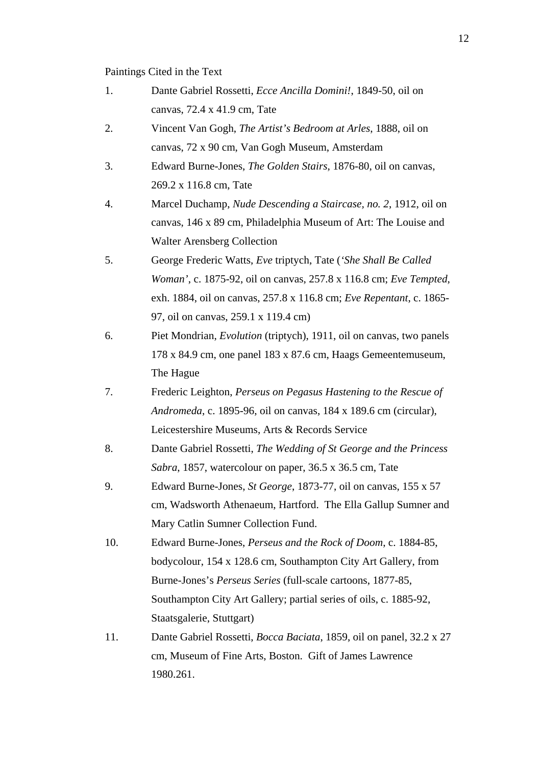Paintings Cited in the Text

1. Dante Gabriel Rossetti, *Ecce Ancilla Domini!*, 1849-50, oil on canvas, 72.4 x 41.9 cm, Tate
2. Vincent Van Gogh, *The Artist's Bedroom at Arles*, 1888, oil on canvas, 72 x 90 cm, Van Gogh Museum, Amsterdam
3. Edward Burne-Jones, *The Golden Stairs*, 1876-80, oil on canvas, 269.2 x 116.8 cm, Tate
4. Marcel Duchamp, *Nude Descending a Staircase, no. 2*, 1912, oil on canvas, 146 x 89 cm, Philadelphia Museum of Art: The Louise and Walter Arensberg Collection
5. George Frederic Watts, *Eve* triptych, Tate (*'She Shall Be Called Woman'*, c. 1875-92, oil on canvas, 257.8 x 116.8 cm; *Eve Tempted*, exh. 1884, oil on canvas, 257.8 x 116.8 cm; *Eve Repentant*, c. 1865-97, oil on canvas, 259.1 x 119.4 cm)
6. Piet Mondrian, *Evolution* (triptych), 1911, oil on canvas, two panels 178 x 84.9 cm, one panel 183 x 87.6 cm, Haags Gemeentemuseum, The Hague
7. Frederic Leighton, *Perseus on Pegasus Hastening to the Rescue of Andromeda*, c. 1895-96, oil on canvas, 184 x 189.6 cm (circular), Leicestershire Museums, Arts & Records Service
8. Dante Gabriel Rossetti, *The Wedding of St George and the Princess Sabra*, 1857, watercolour on paper, 36.5 x 36.5 cm, Tate
9. Edward Burne-Jones, *St George*, 1873-77, oil on canvas, 155 x 57 cm, Wadsworth Athenaeum, Hartford. The Ella Gallup Sumner and Mary Catlin Sumner Collection Fund.
10. Edward Burne-Jones, *Perseus and the Rock of Doom*, c. 1884-85, bodycolour, 154 x 128.6 cm, Southampton City Art Gallery, from Burne-Jones's *Perseus Series* (full-scale cartoons, 1877-85, Southampton City Art Gallery; partial series of oils, c. 1885-92, Staatsgalerie, Stuttgart)
11. Dante Gabriel Rossetti, *Bocca Baciata*, 1859, oil on panel, 32.2 x 27 cm, Museum of Fine Arts, Boston. Gift of James Lawrence 1980.261.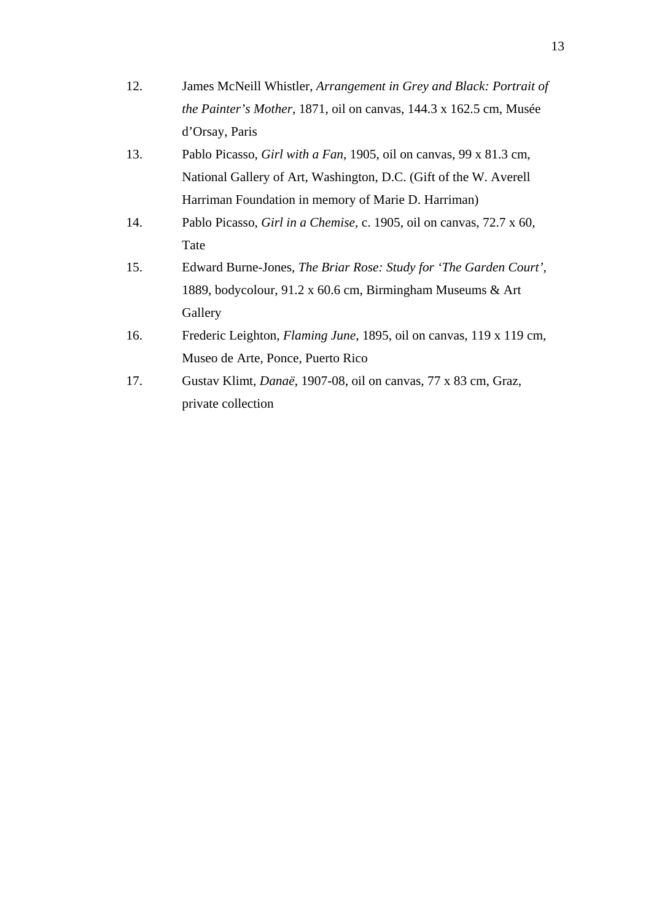12. James McNeill Whistler, *Arrangement in Grey and Black: Portrait of the Painter's Mother*, 1871, oil on canvas, 144.3 x 162.5 cm, Musée d'Orsay, Paris
13. Pablo Picasso, *Girl with a Fan*, 1905, oil on canvas, 99 x 81.3 cm, National Gallery of Art, Washington, D.C. (Gift of the W. Averell Harriman Foundation in memory of Marie D. Harriman)
14. Pablo Picasso, *Girl in a Chemise*, c. 1905, oil on canvas, 72.7 x 60, Tate
15. Edward Burne-Jones, *The Briar Rose: Study for 'The Garden Court'*, 1889, bodycolour, 91.2 x 60.6 cm, Birmingham Museums & Art Gallery
16. Frederic Leighton, *Flaming June*, 1895, oil on canvas, 119 x 119 cm, Museo de Arte, Ponce, Puerto Rico
17. Gustav Klimt, *Danaë*, 1907-08, oil on canvas, 77 x 83 cm, Graz, private collection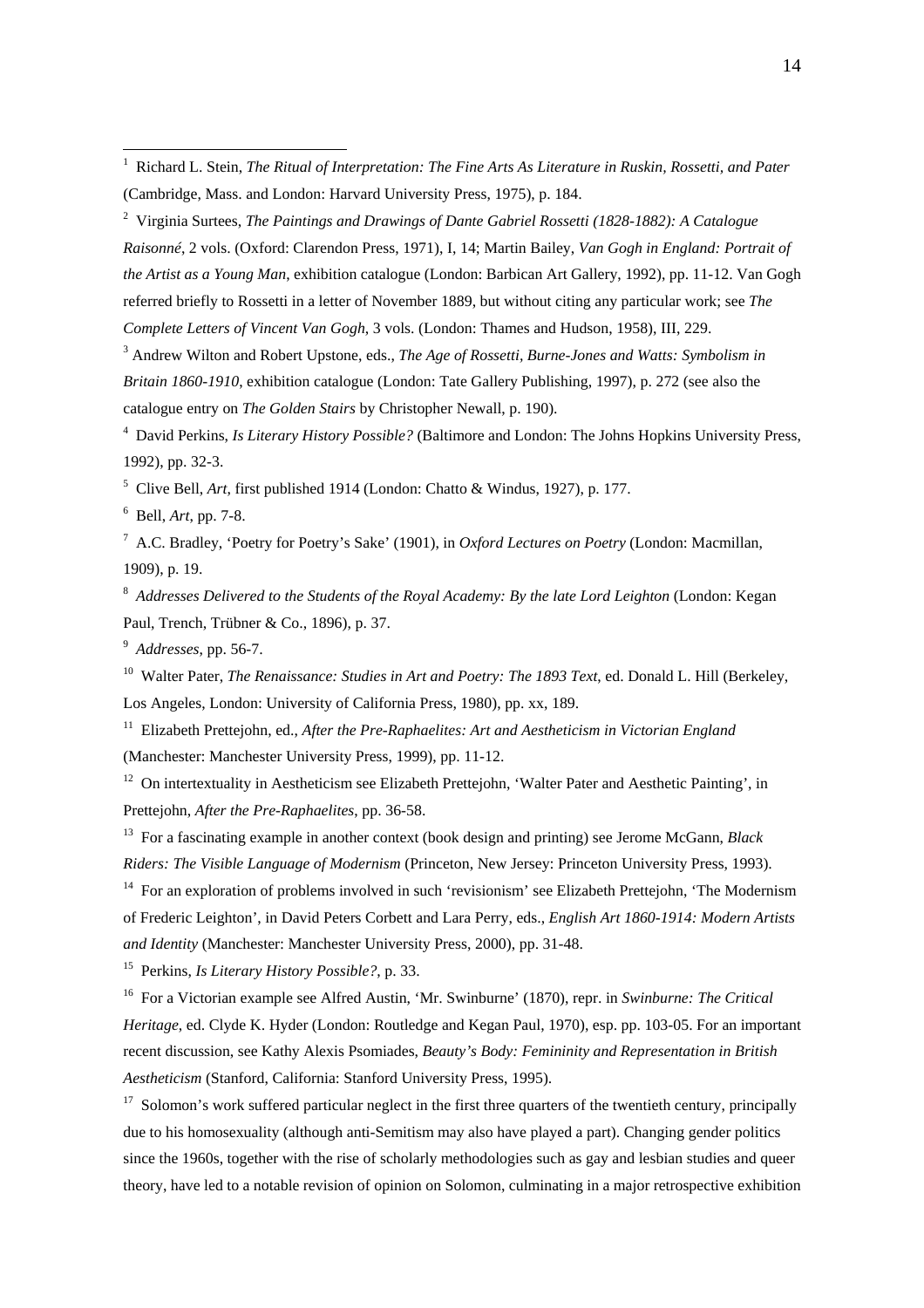[1] Richard L. Stein, *The Ritual of Interpretation: The Fine Arts As Literature in Ruskin, Rossetti, and Pater* (Cambridge, Mass. and London: Harvard University Press, 1975), p. 184.

[2] Virginia Surtees, *The Paintings and Drawings of Dante Gabriel Rossetti (1828-1882): A Catalogue Raisonné*, 2 vols. (Oxford: Clarendon Press, 1971), I, 14; Martin Bailey, *Van Gogh in England: Portrait of the Artist as a Young Man*, exhibition catalogue (London: Barbican Art Gallery, 1992), pp. 11-12. Van Gogh referred briefly to Rossetti in a letter of November 1889, but without citing any particular work; see *The Complete Letters of Vincent Van Gogh*, 3 vols. (London: Thames and Hudson, 1958), III, 229.

[3] Andrew Wilton and Robert Upstone, eds., *The Age of Rossetti, Burne-Jones and Watts: Symbolism in Britain 1860-1910*, exhibition catalogue (London: Tate Gallery Publishing, 1997), p. 272 (see also the catalogue entry on *The Golden Stairs* by Christopher Newall, p. 190).

[4] David Perkins, *Is Literary History Possible?* (Baltimore and London: The Johns Hopkins University Press, 1992), pp. 32-3.

[5] Clive Bell, *Art*, first published 1914 (London: Chatto & Windus, 1927), p. 177.

[6] Bell, *Art*, pp. 7-8.

[7] A.C. Bradley, 'Poetry for Poetry's Sake' (1901), in *Oxford Lectures on Poetry* (London: Macmillan, 1909), p. 19.

[8] *Addresses Delivered to the Students of the Royal Academy: By the late Lord Leighton* (London: Kegan Paul, Trench, Trübner & Co., 1896), p. 37.

[9] *Addresses*, pp. 56-7.

[10] Walter Pater, *The Renaissance: Studies in Art and Poetry: The 1893 Text*, ed. Donald L. Hill (Berkeley, Los Angeles, London: University of California Press, 1980), pp. xx, 189.

[11] Elizabeth Prettejohn, ed., *After the Pre-Raphaelites: Art and Aestheticism in Victorian England* (Manchester: Manchester University Press, 1999), pp. 11-12.

[12] On intertextuality in Aestheticism see Elizabeth Prettejohn, 'Walter Pater and Aesthetic Painting', in Prettejohn, *After the Pre-Raphaelites*, pp. 36-58.

[13] For a fascinating example in another context (book design and printing) see Jerome McGann, *Black Riders: The Visible Language of Modernism* (Princeton, New Jersey: Princeton University Press, 1993).

[14] For an exploration of problems involved in such 'revisionism' see Elizabeth Prettejohn, 'The Modernism of Frederic Leighton', in David Peters Corbett and Lara Perry, eds., *English Art 1860-1914: Modern Artists and Identity* (Manchester: Manchester University Press, 2000), pp. 31-48.

[15] Perkins, *Is Literary History Possible?*, p. 33.

[16] For a Victorian example see Alfred Austin, 'Mr. Swinburne' (1870), repr. in *Swinburne: The Critical Heritage*, ed. Clyde K. Hyder (London: Routledge and Kegan Paul, 1970), esp. pp. 103-05. For an important recent discussion, see Kathy Alexis Psomiades, *Beauty's Body: Femininity and Representation in British Aestheticism* (Stanford, California: Stanford University Press, 1995).

[17] Solomon's work suffered particular neglect in the first three quarters of the twentieth century, principally due to his homosexuality (although anti-Semitism may also have played a part). Changing gender politics since the 1960s, together with the rise of scholarly methodologies such as gay and lesbian studies and queer theory, have led to a notable revision of opinion on Solomon, culminating in a major retrospective exhibition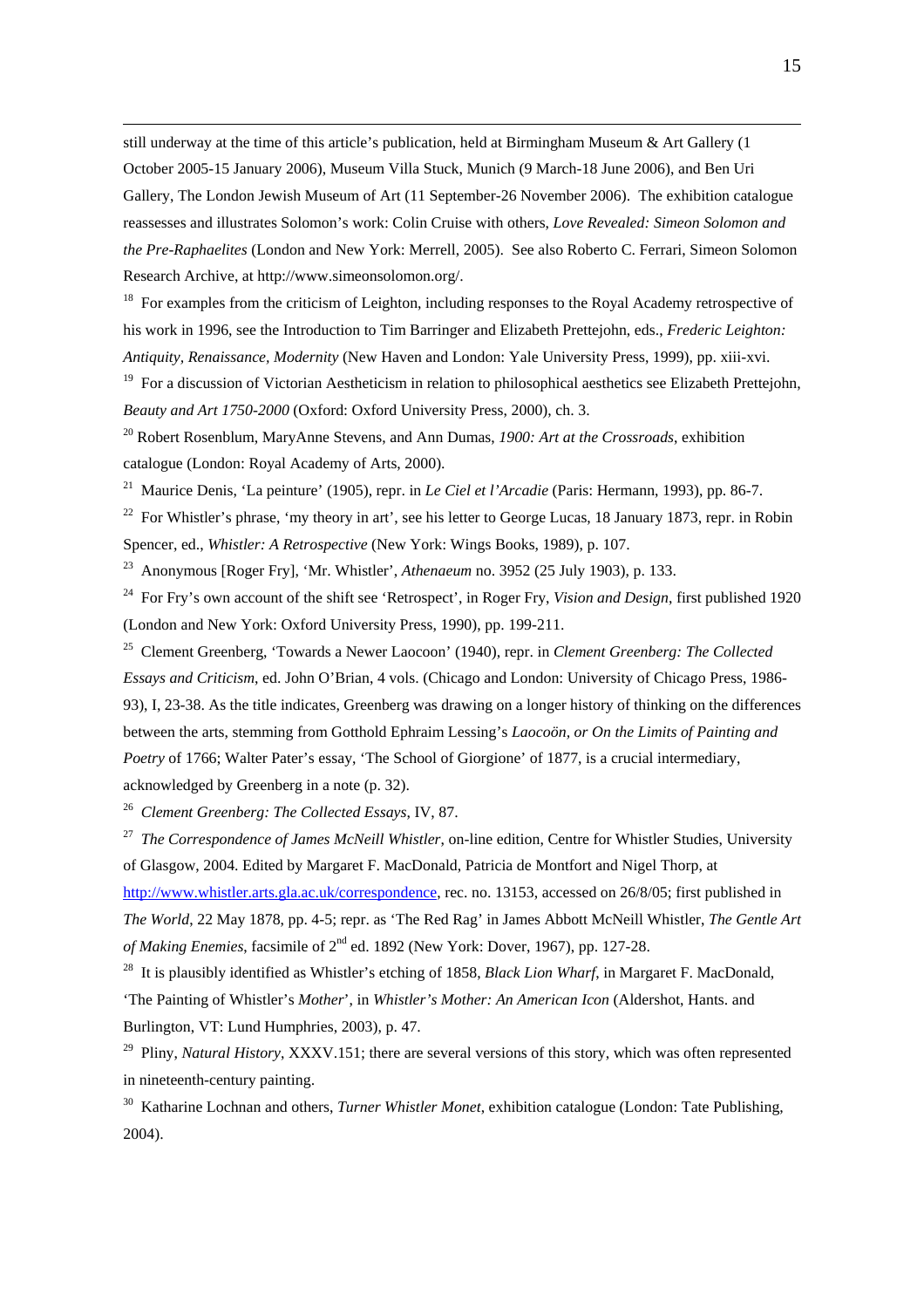still underway at the time of this article's publication, held at Birmingham Museum & Art Gallery (1 October 2005-15 January 2006), Museum Villa Stuck, Munich (9 March-18 June 2006), and Ben Uri Gallery, The London Jewish Museum of Art (11 September-26 November 2006). The exhibition catalogue reassesses and illustrates Solomon's work: Colin Cruise with others, *Love Revealed: Simeon Solomon and the Pre-Raphaelites* (London and New York: Merrell, 2005). See also Roberto C. Ferrari, Simeon Solomon Research Archive, at http://www.simeonsolomon.org/.

[18] For examples from the criticism of Leighton, including responses to the Royal Academy retrospective of his work in 1996, see the Introduction to Tim Barringer and Elizabeth Prettejohn, eds., *Frederic Leighton: Antiquity, Renaissance, Modernity* (New Haven and London: Yale University Press, 1999), pp. xiii-xvi.

[19] For a discussion of Victorian Aestheticism in relation to philosophical aesthetics see Elizabeth Prettejohn, *Beauty and Art 1750-2000* (Oxford: Oxford University Press, 2000), ch. 3.

[20] Robert Rosenblum, MaryAnne Stevens, and Ann Dumas, *1900: Art at the Crossroads*, exhibition catalogue (London: Royal Academy of Arts, 2000).

[21] Maurice Denis, 'La peinture' (1905), repr. in *Le Ciel et l'Arcadie* (Paris: Hermann, 1993), pp. 86-7.

[22] For Whistler's phrase, 'my theory in art', see his letter to George Lucas, 18 January 1873, repr. in Robin Spencer, ed., *Whistler: A Retrospective* (New York: Wings Books, 1989), p. 107.

[23] Anonymous [Roger Fry], 'Mr. Whistler', *Athenaeum* no. 3952 (25 July 1903), p. 133.

[24] For Fry's own account of the shift see 'Retrospect', in Roger Fry, *Vision and Design*, first published 1920 (London and New York: Oxford University Press, 1990), pp. 199-211.

[25] Clement Greenberg, 'Towards a Newer Laocoon' (1940), repr. in *Clement Greenberg: The Collected Essays and Criticism*, ed. John O'Brian, 4 vols. (Chicago and London: University of Chicago Press, 1986-93), I, 23-38. As the title indicates, Greenberg was drawing on a longer history of thinking on the differences between the arts, stemming from Gotthold Ephraim Lessing's *Laocoön, or On the Limits of Painting and Poetry* of 1766; Walter Pater's essay, 'The School of Giorgione' of 1877, is a crucial intermediary, acknowledged by Greenberg in a note (p. 32).

[26] *Clement Greenberg: The Collected Essays*, IV, 87.

[27] *The Correspondence of James McNeill Whistler*, on-line edition, Centre for Whistler Studies, University of Glasgow, 2004. Edited by Margaret F. MacDonald, Patricia de Montfort and Nigel Thorp, at http://www.whistler.arts.gla.ac.uk/correspondence, rec. no. 13153, accessed on 26/8/05; first published in *The World*, 22 May 1878, pp. 4-5; repr. as 'The Red Rag' in James Abbott McNeill Whistler, *The Gentle Art of Making Enemies*, facsimile of 2nd ed. 1892 (New York: Dover, 1967), pp. 127-28.

[28] It is plausibly identified as Whistler's etching of 1858, *Black Lion Wharf*, in Margaret F. MacDonald, 'The Painting of Whistler's *Mother*', in *Whistler's Mother: An American Icon* (Aldershot, Hants. and Burlington, VT: Lund Humphries, 2003), p. 47.

[29] Pliny, *Natural History*, XXXV.151; there are several versions of this story, which was often represented in nineteenth-century painting.

[30] Katharine Lochnan and others, *Turner Whistler Monet*, exhibition catalogue (London: Tate Publishing, 2004).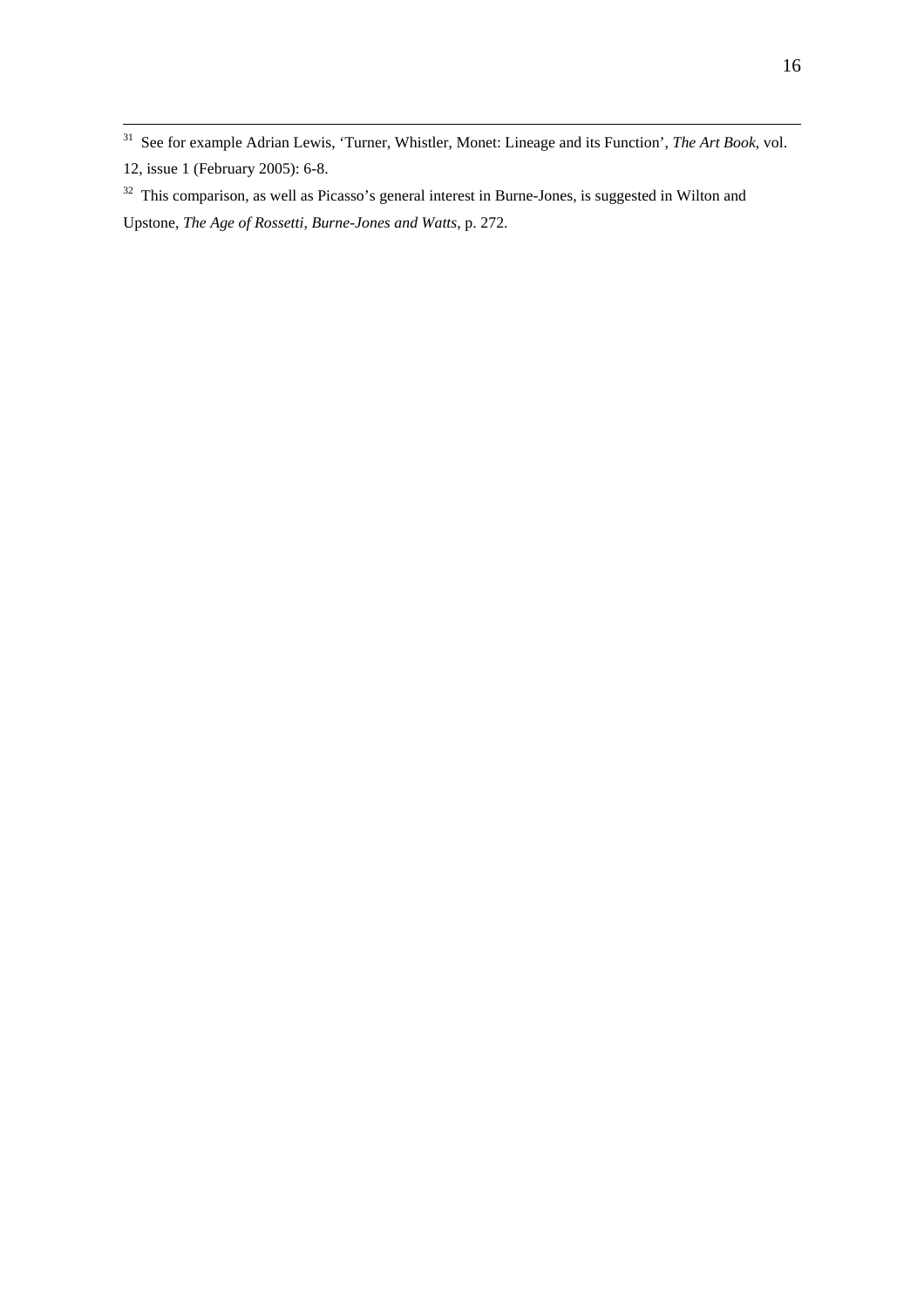[31] See for example Adrian Lewis, 'Turner, Whistler, Monet: Lineage and its Function', *The Art Book*, vol. 12, issue 1 (February 2005): 6-8.

[32] This comparison, as well as Picasso's general interest in Burne-Jones, is suggested in Wilton and Upstone, *The Age of Rossetti, Burne-Jones and Watts*, p. 272.